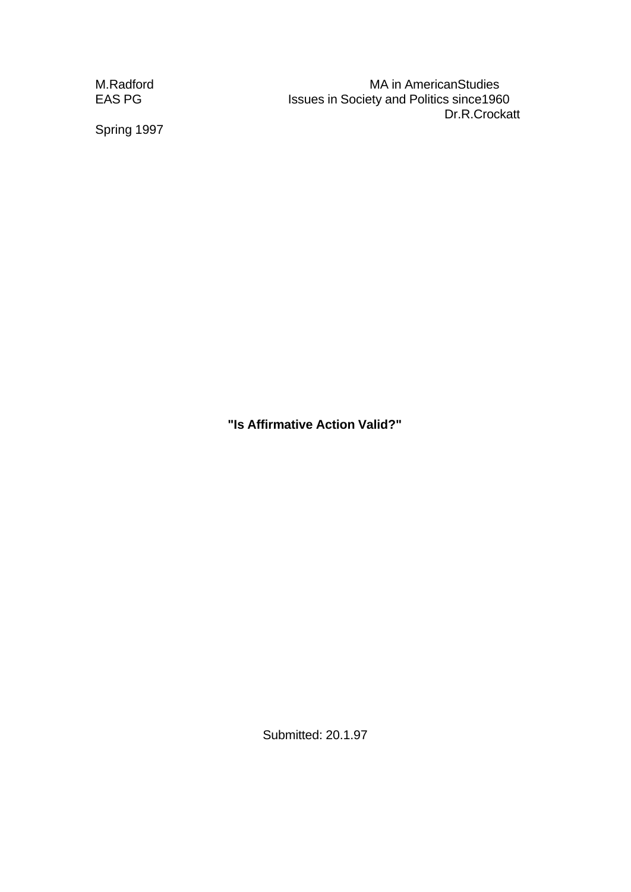M.Radford MA in AmericanStudies
EAS PG Issues in Society and Politics since1960
Dr.R.Crockatt

Spring 1997

**"Is Affirmative Action Valid?"**

Submitted: 20.1.97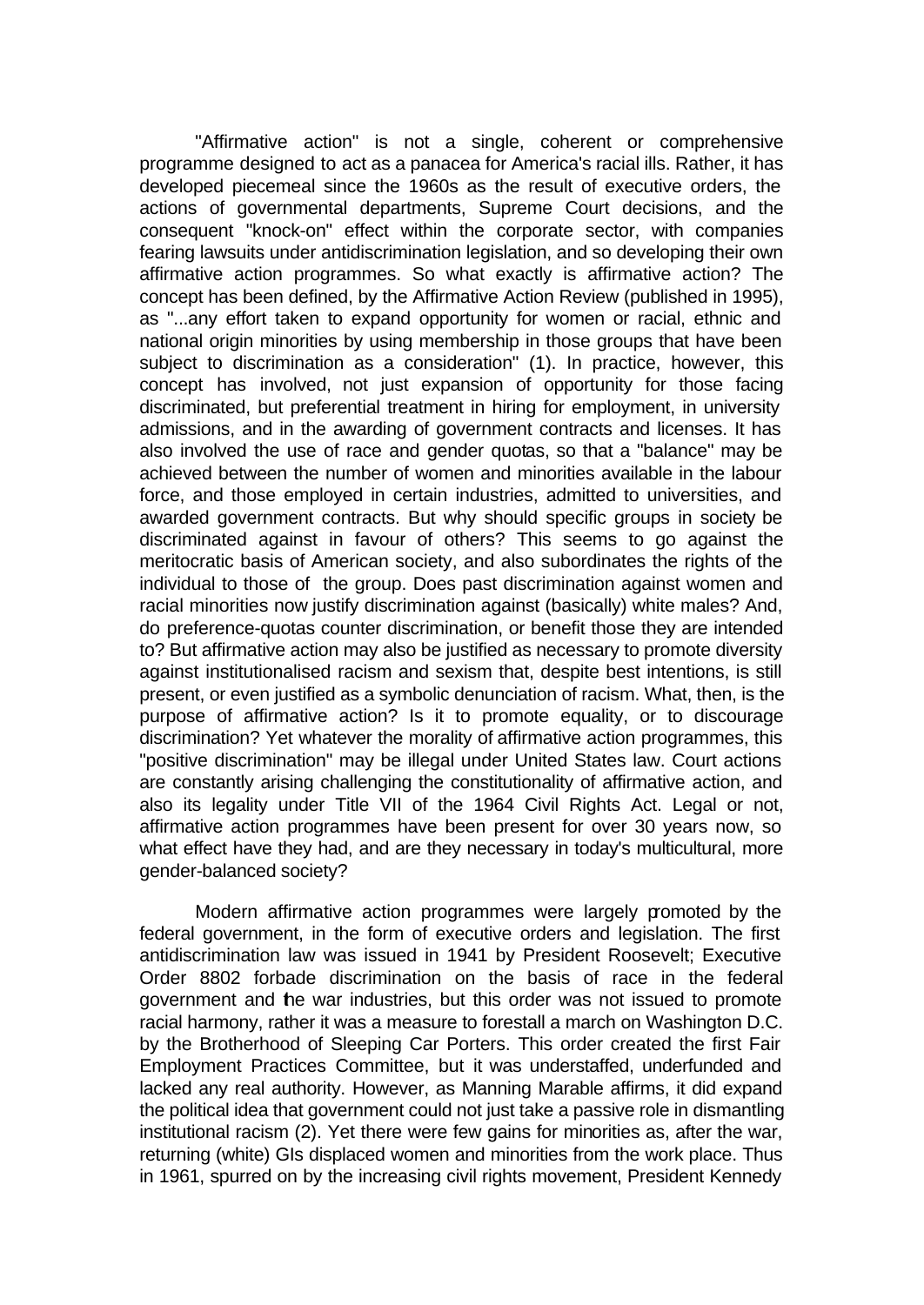"Affirmative action" is not a single, coherent or comprehensive programme designed to act as a panacea for America's racial ills. Rather, it has developed piecemeal since the 1960s as the result of executive orders, the actions of governmental departments, Supreme Court decisions, and the consequent "knock-on" effect within the corporate sector, with companies fearing lawsuits under antidiscrimination legislation, and so developing their own affirmative action programmes. So what exactly is affirmative action? The concept has been defined, by the Affirmative Action Review (published in 1995), as "...any effort taken to expand opportunity for women or racial, ethnic and national origin minorities by using membership in those groups that have been subject to discrimination as a consideration" (1). In practice, however, this concept has involved, not just expansion of opportunity for those facing discriminated, but preferential treatment in hiring for employment, in university admissions, and in the awarding of government contracts and licenses. It has also involved the use of race and gender quotas, so that a "balance" may be achieved between the number of women and minorities available in the labour force, and those employed in certain industries, admitted to universities, and awarded government contracts. But why should specific groups in society be discriminated against in favour of others? This seems to go against the meritocratic basis of American society, and also subordinates the rights of the individual to those of the group. Does past discrimination against women and racial minorities now justify discrimination against (basically) white males? And, do preference-quotas counter discrimination, or benefit those they are intended to? But affirmative action may also be justified as necessary to promote diversity against institutionalised racism and sexism that, despite best intentions, is still present, or even justified as a symbolic denunciation of racism. What, then, is the purpose of affirmative action? Is it to promote equality, or to discourage discrimination? Yet whatever the morality of affirmative action programmes, this "positive discrimination" may be illegal under United States law. Court actions are constantly arising challenging the constitutionality of affirmative action, and also its legality under Title VII of the 1964 Civil Rights Act. Legal or not, affirmative action programmes have been present for over 30 years now, so what effect have they had, and are they necessary in today's multicultural, more gender-balanced society?

Modern affirmative action programmes were largely promoted by the federal government, in the form of executive orders and legislation. The first antidiscrimination law was issued in 1941 by President Roosevelt; Executive Order 8802 forbade discrimination on the basis of race in the federal government and the war industries, but this order was not issued to promote racial harmony, rather it was a measure to forestall a march on Washington D.C. by the Brotherhood of Sleeping Car Porters. This order created the first Fair Employment Practices Committee, but it was understaffed, underfunded and lacked any real authority. However, as Manning Marable affirms, it did expand the political idea that government could not just take a passive role in dismantling institutional racism (2). Yet there were few gains for minorities as, after the war, returning (white) GIs displaced women and minorities from the work place. Thus in 1961, spurred on by the increasing civil rights movement, President Kennedy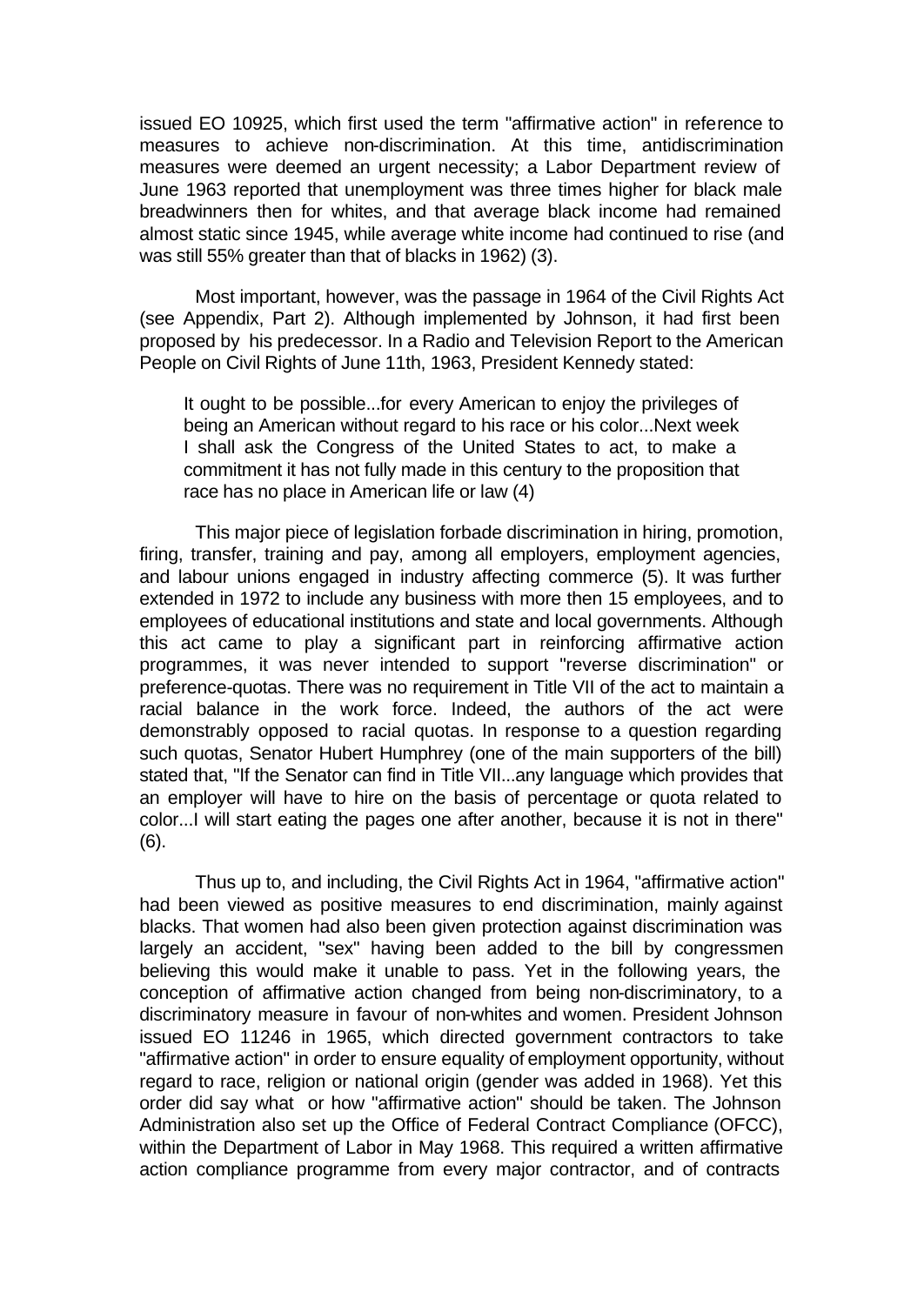issued EO 10925, which first used the term "affirmative action" in reference to measures to achieve non-discrimination. At this time, antidiscrimination measures were deemed an urgent necessity; a Labor Department review of June 1963 reported that unemployment was three times higher for black male breadwinners then for whites, and that average black income had remained almost static since 1945, while average white income had continued to rise (and was still 55% greater than that of blacks in 1962) (3).

Most important, however, was the passage in 1964 of the Civil Rights Act (see Appendix, Part 2). Although implemented by Johnson, it had first been proposed by his predecessor. In a Radio and Television Report to the American People on Civil Rights of June 11th, 1963, President Kennedy stated:

> It ought to be possible...for every American to enjoy the privileges of being an American without regard to his race or his color...Next week I shall ask the Congress of the United States to act, to make a commitment it has not fully made in this century to the proposition that race has no place in American life or law (4)

This major piece of legislation forbade discrimination in hiring, promotion, firing, transfer, training and pay, among all employers, employment agencies, and labour unions engaged in industry affecting commerce (5). It was further extended in 1972 to include any business with more then 15 employees, and to employees of educational institutions and state and local governments. Although this act came to play a significant part in reinforcing affirmative action programmes, it was never intended to support "reverse discrimination" or preference-quotas. There was no requirement in Title VII of the act to maintain a racial balance in the work force. Indeed, the authors of the act were demonstrably opposed to racial quotas. In response to a question regarding such quotas, Senator Hubert Humphrey (one of the main supporters of the bill) stated that, "If the Senator can find in Title VII...any language which provides that an employer will have to hire on the basis of percentage or quota related to color...I will start eating the pages one after another, because it is not in there" (6).

Thus up to, and including, the Civil Rights Act in 1964, "affirmative action" had been viewed as positive measures to end discrimination, mainly against blacks. That women had also been given protection against discrimination was largely an accident, "sex" having been added to the bill by congressmen believing this would make it unable to pass. Yet in the following years, the conception of affirmative action changed from being non-discriminatory, to a discriminatory measure in favour of non-whites and women. President Johnson issued EO 11246 in 1965, which directed government contractors to take "affirmative action" in order to ensure equality of employment opportunity, without regard to race, religion or national origin (gender was added in 1968). Yet this order did say what or how "affirmative action" should be taken. The Johnson Administration also set up the Office of Federal Contract Compliance (OFCC), within the Department of Labor in May 1968. This required a written affirmative action compliance programme from every major contractor, and of contracts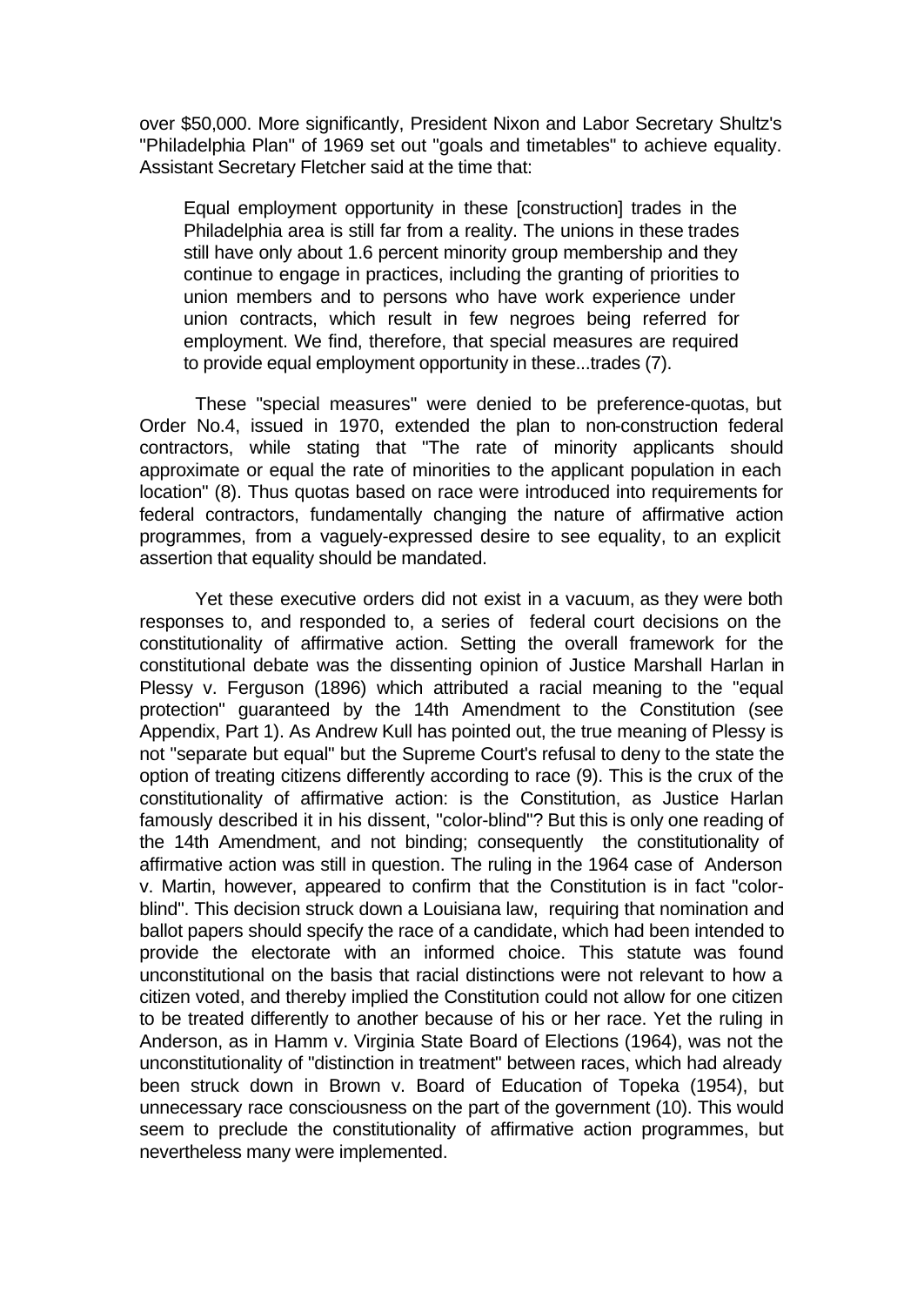over $50,000. More significantly, President Nixon and Labor Secretary Shultz's "Philadelphia Plan" of 1969 set out "goals and timetables" to achieve equality. Assistant Secretary Fletcher said at the time that:

> Equal employment opportunity in these [construction] trades in the Philadelphia area is still far from a reality. The unions in these trades still have only about 1.6 percent minority group membership and they continue to engage in practices, including the granting of priorities to union members and to persons who have work experience under union contracts, which result in few negroes being referred for employment. We find, therefore, that special measures are required to provide equal employment opportunity in these...trades (7).

These "special measures" were denied to be preference-quotas, but Order No.4, issued in 1970, extended the plan to non-construction federal contractors, while stating that "The rate of minority applicants should approximate or equal the rate of minorities to the applicant population in each location" (8). Thus quotas based on race were introduced into requirements for federal contractors, fundamentally changing the nature of affirmative action programmes, from a vaguely-expressed desire to see equality, to an explicit assertion that equality should be mandated.

Yet these executive orders did not exist in a vacuum, as they were both responses to, and responded to, a series of federal court decisions on the constitutionality of affirmative action. Setting the overall framework for the constitutional debate was the dissenting opinion of Justice Marshall Harlan in Plessy v. Ferguson (1896) which attributed a racial meaning to the "equal protection" guaranteed by the 14th Amendment to the Constitution (see Appendix, Part 1). As Andrew Kull has pointed out, the true meaning of Plessy is not "separate but equal" but the Supreme Court's refusal to deny to the state the option of treating citizens differently according to race (9). This is the crux of the constitutionality of affirmative action: is the Constitution, as Justice Harlan famously described it in his dissent, "color-blind"? But this is only one reading of the 14th Amendment, and not binding; consequently the constitutionality of affirmative action was still in question. The ruling in the 1964 case of Anderson v. Martin, however, appeared to confirm that the Constitution is in fact "color-blind". This decision struck down a Louisiana law, requiring that nomination and ballot papers should specify the race of a candidate, which had been intended to provide the electorate with an informed choice. This statute was found unconstitutional on the basis that racial distinctions were not relevant to how a citizen voted, and thereby implied the Constitution could not allow for one citizen to be treated differently to another because of his or her race. Yet the ruling in Anderson, as in Hamm v. Virginia State Board of Elections (1964), was not the unconstitutionality of "distinction in treatment" between races, which had already been struck down in Brown v. Board of Education of Topeka (1954), but unnecessary race consciousness on the part of the government (10). This would seem to preclude the constitutionality of affirmative action programmes, but nevertheless many were implemented.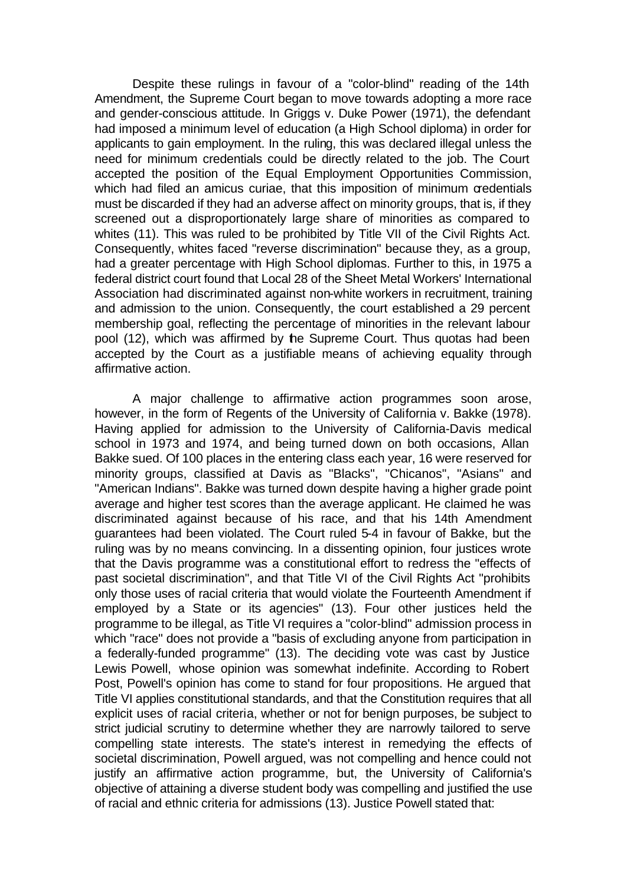Despite these rulings in favour of a "color-blind" reading of the 14th Amendment, the Supreme Court began to move towards adopting a more race and gender-conscious attitude. In Griggs v. Duke Power (1971), the defendant had imposed a minimum level of education (a High School diploma) in order for applicants to gain employment. In the ruling, this was declared illegal unless the need for minimum credentials could be directly related to the job. The Court accepted the position of the Equal Employment Opportunities Commission, which had filed an amicus curiae, that this imposition of minimum credentials must be discarded if they had an adverse affect on minority groups, that is, if they screened out a disproportionately large share of minorities as compared to whites (11). This was ruled to be prohibited by Title VII of the Civil Rights Act. Consequently, whites faced "reverse discrimination" because they, as a group, had a greater percentage with High School diplomas. Further to this, in 1975 a federal district court found that Local 28 of the Sheet Metal Workers' International Association had discriminated against non-white workers in recruitment, training and admission to the union. Consequently, the court established a 29 percent membership goal, reflecting the percentage of minorities in the relevant labour pool (12), which was affirmed by the Supreme Court. Thus quotas had been accepted by the Court as a justifiable means of achieving equality through affirmative action.

A major challenge to affirmative action programmes soon arose, however, in the form of Regents of the University of California v. Bakke (1978). Having applied for admission to the University of California-Davis medical school in 1973 and 1974, and being turned down on both occasions, Allan Bakke sued. Of 100 places in the entering class each year, 16 were reserved for minority groups, classified at Davis as "Blacks", "Chicanos", "Asians" and "American Indians". Bakke was turned down despite having a higher grade point average and higher test scores than the average applicant. He claimed he was discriminated against because of his race, and that his 14th Amendment guarantees had been violated. The Court ruled 5-4 in favour of Bakke, but the ruling was by no means convincing. In a dissenting opinion, four justices wrote that the Davis programme was a constitutional effort to redress the "effects of past societal discrimination", and that Title VI of the Civil Rights Act "prohibits only those uses of racial criteria that would violate the Fourteenth Amendment if employed by a State or its agencies" (13). Four other justices held the programme to be illegal, as Title VI requires a "color-blind" admission process in which "race" does not provide a "basis of excluding anyone from participation in a federally-funded programme" (13). The deciding vote was cast by Justice Lewis Powell, whose opinion was somewhat indefinite. According to Robert Post, Powell's opinion has come to stand for four propositions. He argued that Title VI applies constitutional standards, and that the Constitution requires that all explicit uses of racial criteria, whether or not for benign purposes, be subject to strict judicial scrutiny to determine whether they are narrowly tailored to serve compelling state interests. The state's interest in remedying the effects of societal discrimination, Powell argued, was not compelling and hence could not justify an affirmative action programme, but, the University of California's objective of attaining a diverse student body was compelling and justified the use of racial and ethnic criteria for admissions (13). Justice Powell stated that: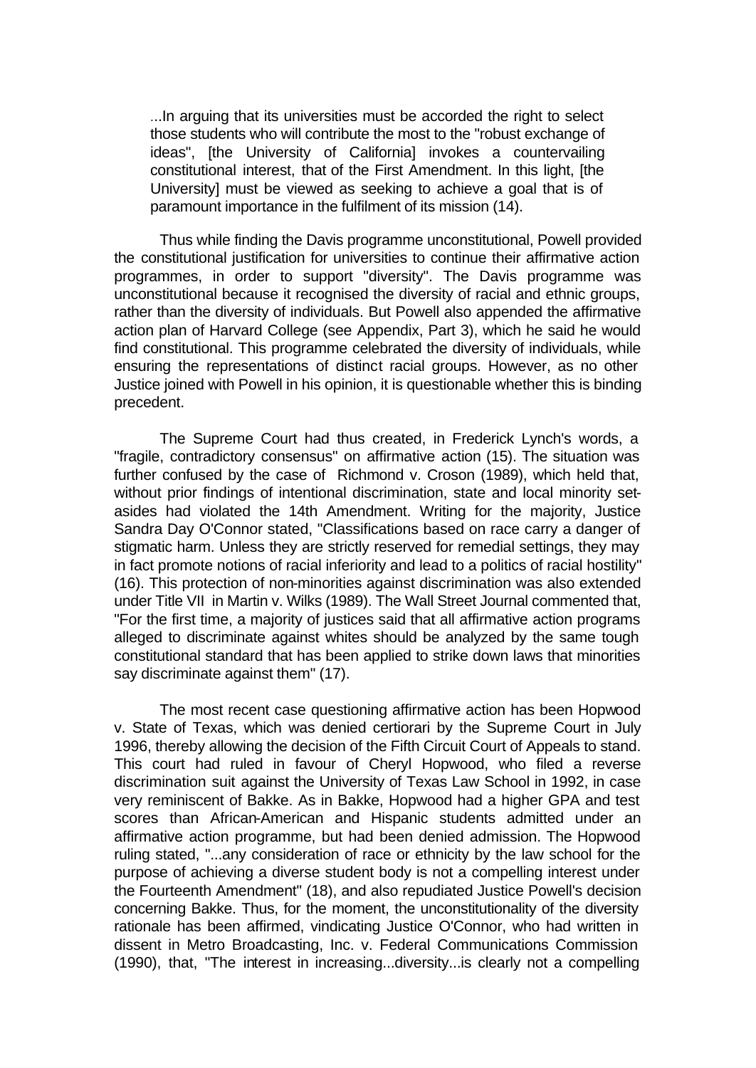> ...In arguing that its universities must be accorded the right to select those students who will contribute the most to the "robust exchange of ideas", [the University of California] invokes a countervailing constitutional interest, that of the First Amendment. In this light, [the University] must be viewed as seeking to achieve a goal that is of paramount importance in the fulfilment of its mission (14).

Thus while finding the Davis programme unconstitutional, Powell provided the constitutional justification for universities to continue their affirmative action programmes, in order to support "diversity". The Davis programme was unconstitutional because it recognised the diversity of racial and ethnic groups, rather than the diversity of individuals. But Powell also appended the affirmative action plan of Harvard College (see Appendix, Part 3), which he said he would find constitutional. This programme celebrated the diversity of individuals, while ensuring the representations of distinct racial groups. However, as no other Justice joined with Powell in his opinion, it is questionable whether this is binding precedent.

The Supreme Court had thus created, in Frederick Lynch's words, a "fragile, contradictory consensus" on affirmative action (15). The situation was further confused by the case of Richmond v. Croson (1989), which held that, without prior findings of intentional discrimination, state and local minority set-asides had violated the 14th Amendment. Writing for the majority, Justice Sandra Day O'Connor stated, "Classifications based on race carry a danger of stigmatic harm. Unless they are strictly reserved for remedial settings, they may in fact promote notions of racial inferiority and lead to a politics of racial hostility" (16). This protection of non-minorities against discrimination was also extended under Title VII in Martin v. Wilks (1989). The Wall Street Journal commented that, "For the first time, a majority of justices said that all affirmative action programs alleged to discriminate against whites should be analyzed by the same tough constitutional standard that has been applied to strike down laws that minorities say discriminate against them" (17).

The most recent case questioning affirmative action has been Hopwood v. State of Texas, which was denied certiorari by the Supreme Court in July 1996, thereby allowing the decision of the Fifth Circuit Court of Appeals to stand. This court had ruled in favour of Cheryl Hopwood, who filed a reverse discrimination suit against the University of Texas Law School in 1992, in case very reminiscent of Bakke. As in Bakke, Hopwood had a higher GPA and test scores than African-American and Hispanic students admitted under an affirmative action programme, but had been denied admission. The Hopwood ruling stated, "...any consideration of race or ethnicity by the law school for the purpose of achieving a diverse student body is not a compelling interest under the Fourteenth Amendment" (18), and also repudiated Justice Powell's decision concerning Bakke. Thus, for the moment, the unconstitutionality of the diversity rationale has been affirmed, vindicating Justice O'Connor, who had written in dissent in Metro Broadcasting, Inc. v. Federal Communications Commission (1990), that, "The interest in increasing...diversity...is clearly not a compelling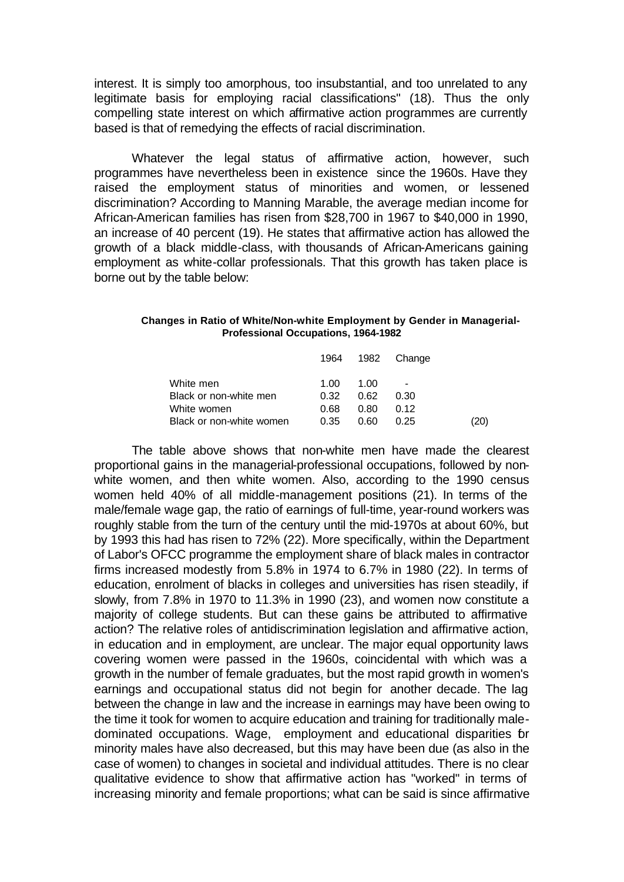interest. It is simply too amorphous, too insubstantial, and too unrelated to any legitimate basis for employing racial classifications" (18). Thus the only compelling state interest on which affirmative action programmes are currently based is that of remedying the effects of racial discrimination.

Whatever the legal status of affirmative action, however, such programmes have nevertheless been in existence since the 1960s. Have they raised the employment status of minorities and women, or lessened discrimination? According to Manning Marable, the average median income for African-American families has risen from $28,700 in 1967 to $40,000 in 1990, an increase of 40 percent (19). He states that affirmative action has allowed the growth of a black middle-class, with thousands of African-Americans gaining employment as white-collar professionals. That this growth has taken place is borne out by the table below:

**Changes in Ratio of White/Non-white Employment by Gender in Managerial-Professional Occupations, 1964-1982**

| | 1964 | 1982 | Change | |
|---|---|---|---|---|
| White men | 1.00 | 1.00 | - | |
| Black or non-white men | 0.32 | 0.62 | 0.30 | |
| White women | 0.68 | 0.80 | 0.12 | |
| Black or non-white women | 0.35 | 0.60 | 0.25 | (20) |

The table above shows that non-white men have made the clearest proportional gains in the managerial-professional occupations, followed by non-white women, and then white women. Also, according to the 1990 census women held 40% of all middle-management positions (21). In terms of the male/female wage gap, the ratio of earnings of full-time, year-round workers was roughly stable from the turn of the century until the mid-1970s at about 60%, but by 1993 this had has risen to 72% (22). More specifically, within the Department of Labor's OFCC programme the employment share of black males in contractor firms increased modestly from 5.8% in 1974 to 6.7% in 1980 (22). In terms of education, enrolment of blacks in colleges and universities has risen steadily, if slowly, from 7.8% in 1970 to 11.3% in 1990 (23), and women now constitute a majority of college students. But can these gains be attributed to affirmative action? The relative roles of antidiscrimination legislation and affirmative action, in education and in employment, are unclear. The major equal opportunity laws covering women were passed in the 1960s, coincidental with which was a growth in the number of female graduates, but the most rapid growth in women's earnings and occupational status did not begin for another decade. The lag between the change in law and the increase in earnings may have been owing to the time it took for women to acquire education and training for traditionally male-dominated occupations. Wage, employment and educational disparities for minority males have also decreased, but this may have been due (as also in the case of women) to changes in societal and individual attitudes. There is no clear qualitative evidence to show that affirmative action has "worked" in terms of increasing minority and female proportions; what can be said is since affirmative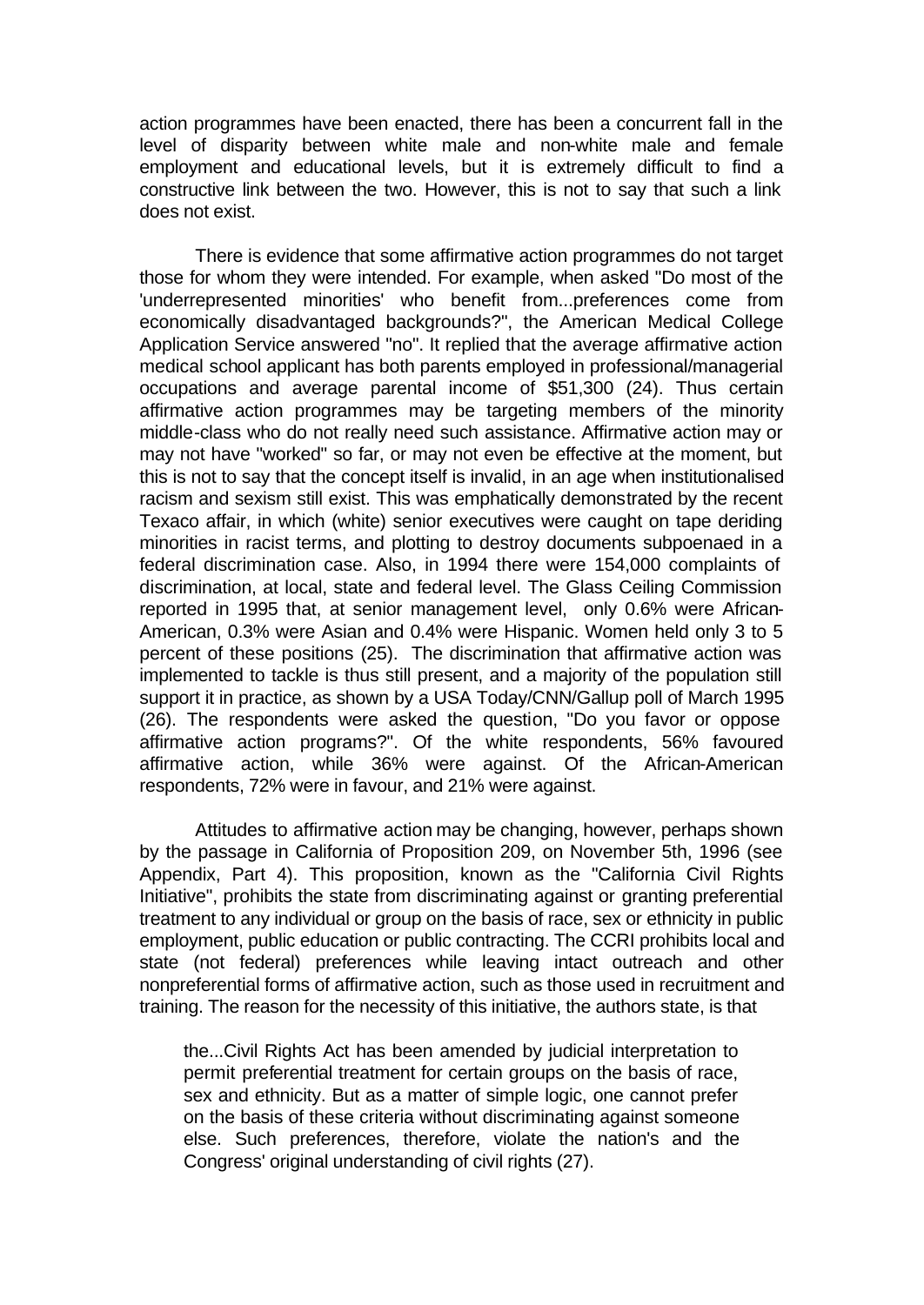action programmes have been enacted, there has been a concurrent fall in the level of disparity between white male and non-white male and female employment and educational levels, but it is extremely difficult to find a constructive link between the two. However, this is not to say that such a link does not exist.

There is evidence that some affirmative action programmes do not target those for whom they were intended. For example, when asked "Do most of the 'underrepresented minorities' who benefit from...preferences come from economically disadvantaged backgrounds?", the American Medical College Application Service answered "no". It replied that the average affirmative action medical school applicant has both parents employed in professional/managerial occupations and average parental income of $51,300 (24). Thus certain affirmative action programmes may be targeting members of the minority middle-class who do not really need such assistance. Affirmative action may or may not have "worked" so far, or may not even be effective at the moment, but this is not to say that the concept itself is invalid, in an age when institutionalised racism and sexism still exist. This was emphatically demonstrated by the recent Texaco affair, in which (white) senior executives were caught on tape deriding minorities in racist terms, and plotting to destroy documents subpoenaed in a federal discrimination case. Also, in 1994 there were 154,000 complaints of discrimination, at local, state and federal level. The Glass Ceiling Commission reported in 1995 that, at senior management level, only 0.6% were African-American, 0.3% were Asian and 0.4% were Hispanic. Women held only 3 to 5 percent of these positions (25). The discrimination that affirmative action was implemented to tackle is thus still present, and a majority of the population still support it in practice, as shown by a USA Today/CNN/Gallup poll of March 1995 (26). The respondents were asked the question, "Do you favor or oppose affirmative action programs?". Of the white respondents, 56% favoured affirmative action, while 36% were against. Of the African-American respondents, 72% were in favour, and 21% were against.

Attitudes to affirmative action may be changing, however, perhaps shown by the passage in California of Proposition 209, on November 5th, 1996 (see Appendix, Part 4). This proposition, known as the "California Civil Rights Initiative", prohibits the state from discriminating against or granting preferential treatment to any individual or group on the basis of race, sex or ethnicity in public employment, public education or public contracting. The CCRI prohibits local and state (not federal) preferences while leaving intact outreach and other nonpreferential forms of affirmative action, such as those used in recruitment and training. The reason for the necessity of this initiative, the authors state, is that

> the...Civil Rights Act has been amended by judicial interpretation to permit preferential treatment for certain groups on the basis of race, sex and ethnicity. But as a matter of simple logic, one cannot prefer on the basis of these criteria without discriminating against someone else. Such preferences, therefore, violate the nation's and the Congress' original understanding of civil rights (27).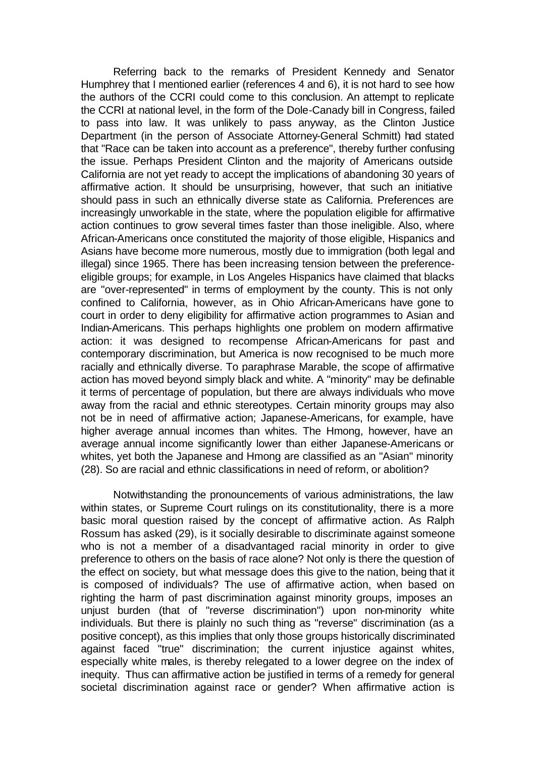Referring back to the remarks of President Kennedy and Senator Humphrey that I mentioned earlier (references 4 and 6), it is not hard to see how the authors of the CCRI could come to this conclusion. An attempt to replicate the CCRI at national level, in the form of the Dole-Canady bill in Congress, failed to pass into law. It was unlikely to pass anyway, as the Clinton Justice Department (in the person of Associate Attorney-General Schmitt) had stated that "Race can be taken into account as a preference", thereby further confusing the issue. Perhaps President Clinton and the majority of Americans outside California are not yet ready to accept the implications of abandoning 30 years of affirmative action. It should be unsurprising, however, that such an initiative should pass in such an ethnically diverse state as California. Preferences are increasingly unworkable in the state, where the population eligible for affirmative action continues to grow several times faster than those ineligible. Also, where African-Americans once constituted the majority of those eligible, Hispanics and Asians have become more numerous, mostly due to immigration (both legal and illegal) since 1965. There has been increasing tension between the preference-eligible groups; for example, in Los Angeles Hispanics have claimed that blacks are "over-represented" in terms of employment by the county. This is not only confined to California, however, as in Ohio African-Americans have gone to court in order to deny eligibility for affirmative action programmes to Asian and Indian-Americans. This perhaps highlights one problem on modern affirmative action: it was designed to recompense African-Americans for past and contemporary discrimination, but America is now recognised to be much more racially and ethnically diverse. To paraphrase Marable, the scope of affirmative action has moved beyond simply black and white. A "minority" may be definable it terms of percentage of population, but there are always individuals who move away from the racial and ethnic stereotypes. Certain minority groups may also not be in need of affirmative action; Japanese-Americans, for example, have higher average annual incomes than whites. The Hmong, however, have an average annual income significantly lower than either Japanese-Americans or whites, yet both the Japanese and Hmong are classified as an "Asian" minority (28). So are racial and ethnic classifications in need of reform, or abolition?

Notwithstanding the pronouncements of various administrations, the law within states, or Supreme Court rulings on its constitutionality, there is a more basic moral question raised by the concept of affirmative action. As Ralph Rossum has asked (29), is it socially desirable to discriminate against someone who is not a member of a disadvantaged racial minority in order to give preference to others on the basis of race alone? Not only is there the question of the effect on society, but what message does this give to the nation, being that it is composed of individuals? The use of affirmative action, when based on righting the harm of past discrimination against minority groups, imposes an unjust burden (that of "reverse discrimination") upon non-minority white individuals. But there is plainly no such thing as "reverse" discrimination (as a positive concept), as this implies that only those groups historically discriminated against faced "true" discrimination; the current injustice against whites, especially white males, is thereby relegated to a lower degree on the index of inequity. Thus can affirmative action be justified in terms of a remedy for general societal discrimination against race or gender? When affirmative action is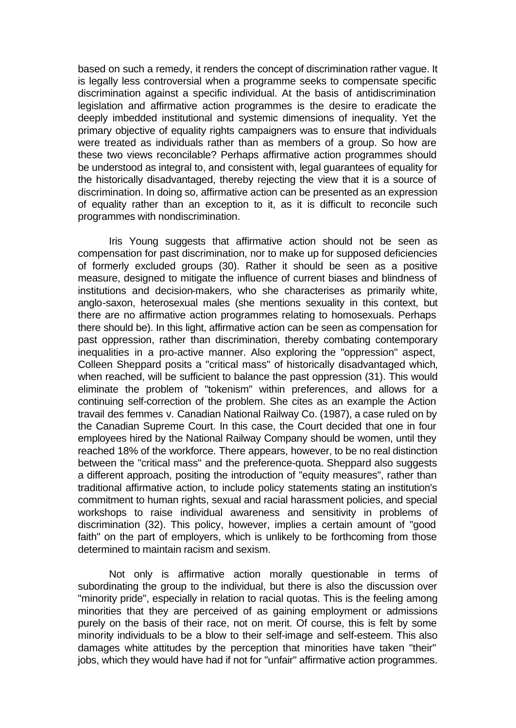based on such a remedy, it renders the concept of discrimination rather vague. It is legally less controversial when a programme seeks to compensate specific discrimination against a specific individual. At the basis of antidiscrimination legislation and affirmative action programmes is the desire to eradicate the deeply imbedded institutional and systemic dimensions of inequality. Yet the primary objective of equality rights campaigners was to ensure that individuals were treated as individuals rather than as members of a group. So how are these two views reconcilable? Perhaps affirmative action programmes should be understood as integral to, and consistent with, legal guarantees of equality for the historically disadvantaged, thereby rejecting the view that it is a source of discrimination. In doing so, affirmative action can be presented as an expression of equality rather than an exception to it, as it is difficult to reconcile such programmes with nondiscrimination.

Iris Young suggests that affirmative action should not be seen as compensation for past discrimination, nor to make up for supposed deficiencies of formerly excluded groups (30). Rather it should be seen as a positive measure, designed to mitigate the influence of current biases and blindness of institutions and decision-makers, who she characterises as primarily white, anglo-saxon, heterosexual males (she mentions sexuality in this context, but there are no affirmative action programmes relating to homosexuals. Perhaps there should be). In this light, affirmative action can be seen as compensation for past oppression, rather than discrimination, thereby combating contemporary inequalities in a pro-active manner. Also exploring the "oppression" aspect, Colleen Sheppard posits a "critical mass" of historically disadvantaged which, when reached, will be sufficient to balance the past oppression (31). This would eliminate the problem of "tokenism" within preferences, and allows for a continuing self-correction of the problem. She cites as an example the Action travail des femmes v. Canadian National Railway Co. (1987), a case ruled on by the Canadian Supreme Court. In this case, the Court decided that one in four employees hired by the National Railway Company should be women, until they reached 18% of the workforce. There appears, however, to be no real distinction between the "critical mass" and the preference-quota. Sheppard also suggests a different approach, positing the introduction of "equity measures", rather than traditional affirmative action, to include policy statements stating an institution's commitment to human rights, sexual and racial harassment policies, and special workshops to raise individual awareness and sensitivity in problems of discrimination (32). This policy, however, implies a certain amount of "good faith" on the part of employers, which is unlikely to be forthcoming from those determined to maintain racism and sexism.

Not only is affirmative action morally questionable in terms of subordinating the group to the individual, but there is also the discussion over "minority pride", especially in relation to racial quotas. This is the feeling among minorities that they are perceived of as gaining employment or admissions purely on the basis of their race, not on merit. Of course, this is felt by some minority individuals to be a blow to their self-image and self-esteem. This also damages white attitudes by the perception that minorities have taken "their" jobs, which they would have had if not for "unfair" affirmative action programmes.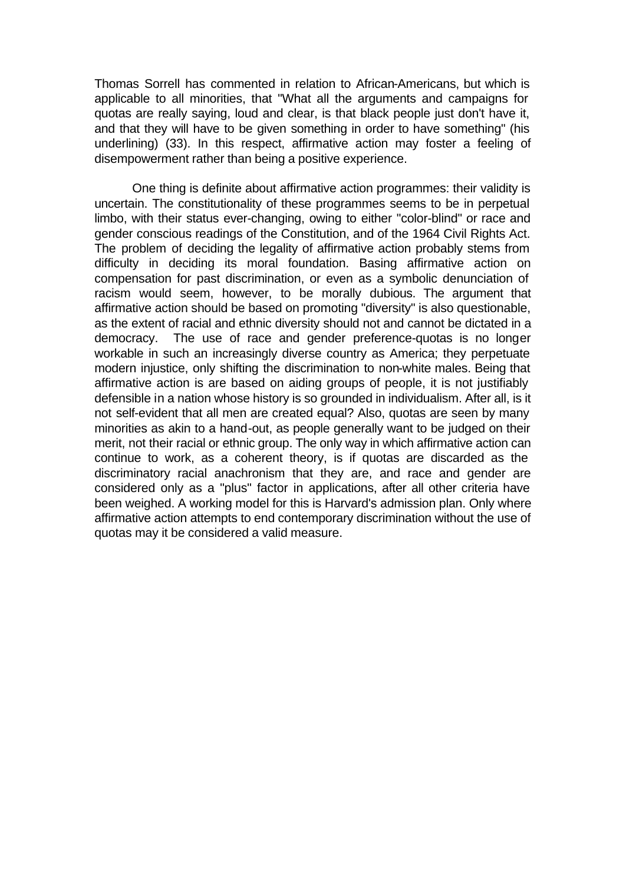Thomas Sorrell has commented in relation to African-Americans, but which is applicable to all minorities, that "What all the arguments and campaigns for quotas are really saying, loud and clear, is that black people just don't have it, and that they will have to be given something in order to have something" (his underlining) (33). In this respect, affirmative action may foster a feeling of disempowerment rather than being a positive experience.

One thing is definite about affirmative action programmes: their validity is uncertain. The constitutionality of these programmes seems to be in perpetual limbo, with their status ever-changing, owing to either "color-blind" or race and gender conscious readings of the Constitution, and of the 1964 Civil Rights Act. The problem of deciding the legality of affirmative action probably stems from difficulty in deciding its moral foundation. Basing affirmative action on compensation for past discrimination, or even as a symbolic denunciation of racism would seem, however, to be morally dubious. The argument that affirmative action should be based on promoting "diversity" is also questionable, as the extent of racial and ethnic diversity should not and cannot be dictated in a democracy. The use of race and gender preference-quotas is no longer workable in such an increasingly diverse country as America; they perpetuate modern injustice, only shifting the discrimination to non-white males. Being that affirmative action is are based on aiding groups of people, it is not justifiably defensible in a nation whose history is so grounded in individualism. After all, is it not self-evident that all men are created equal? Also, quotas are seen by many minorities as akin to a hand-out, as people generally want to be judged on their merit, not their racial or ethnic group. The only way in which affirmative action can continue to work, as a coherent theory, is if quotas are discarded as the discriminatory racial anachronism that they are, and race and gender are considered only as a "plus" factor in applications, after all other criteria have been weighed. A working model for this is Harvard's admission plan. Only where affirmative action attempts to end contemporary discrimination without the use of quotas may it be considered a valid measure.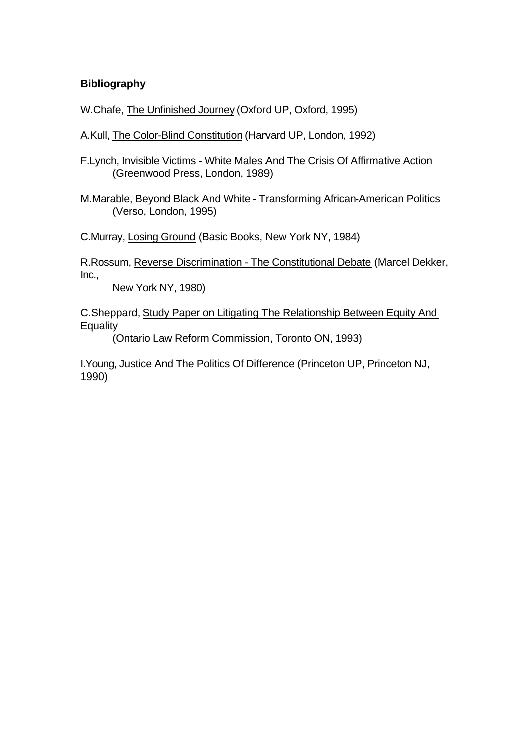**Bibliography**

W.Chafe, The Unfinished Journey (Oxford UP, Oxford, 1995)

A.Kull, The Color-Blind Constitution (Harvard UP, London, 1992)

F.Lynch, Invisible Victims - White Males And The Crisis Of Affirmative Action (Greenwood Press, London, 1989)

M.Marable, Beyond Black And White - Transforming African-American Politics (Verso, London, 1995)

C.Murray, Losing Ground (Basic Books, New York NY, 1984)

R.Rossum, Reverse Discrimination - The Constitutional Debate (Marcel Dekker, Inc., New York NY, 1980)

C.Sheppard, Study Paper on Litigating The Relationship Between Equity And Equality (Ontario Law Reform Commission, Toronto ON, 1993)

I.Young, Justice And The Politics Of Difference (Princeton UP, Princeton NJ, 1990)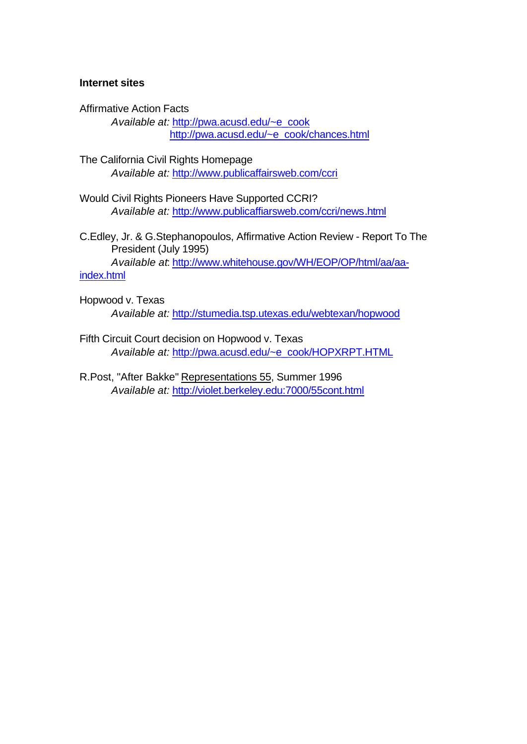**Internet sites**

Affirmative Action Facts
*Available at:* http://pwa.acusd.edu/~e_cook
http://pwa.acusd.edu/~e_cook/chances.html

The California Civil Rights Homepage
*Available at:* http://www.publicaffairsweb.com/ccri

Would Civil Rights Pioneers Have Supported CCRI?
*Available at:* http://www.publicaffiarsweb.com/ccri/news.html

C.Edley, Jr. & G.Stephanopoulos, Affirmative Action Review - Report To The President (July 1995)
*Available at*: http://www.whitehouse.gov/WH/EOP/OP/html/aa/aa-index.html

Hopwood v. Texas
*Available at:* http://stumedia.tsp.utexas.edu/webtexan/hopwood

Fifth Circuit Court decision on Hopwood v. Texas
*Available at:* http://pwa.acusd.edu/~e_cook/HOPXRPT.HTML

R.Post, "After Bakke" Representations 55, Summer 1996
*Available at:* http://violet.berkeley.edu:7000/55cont.html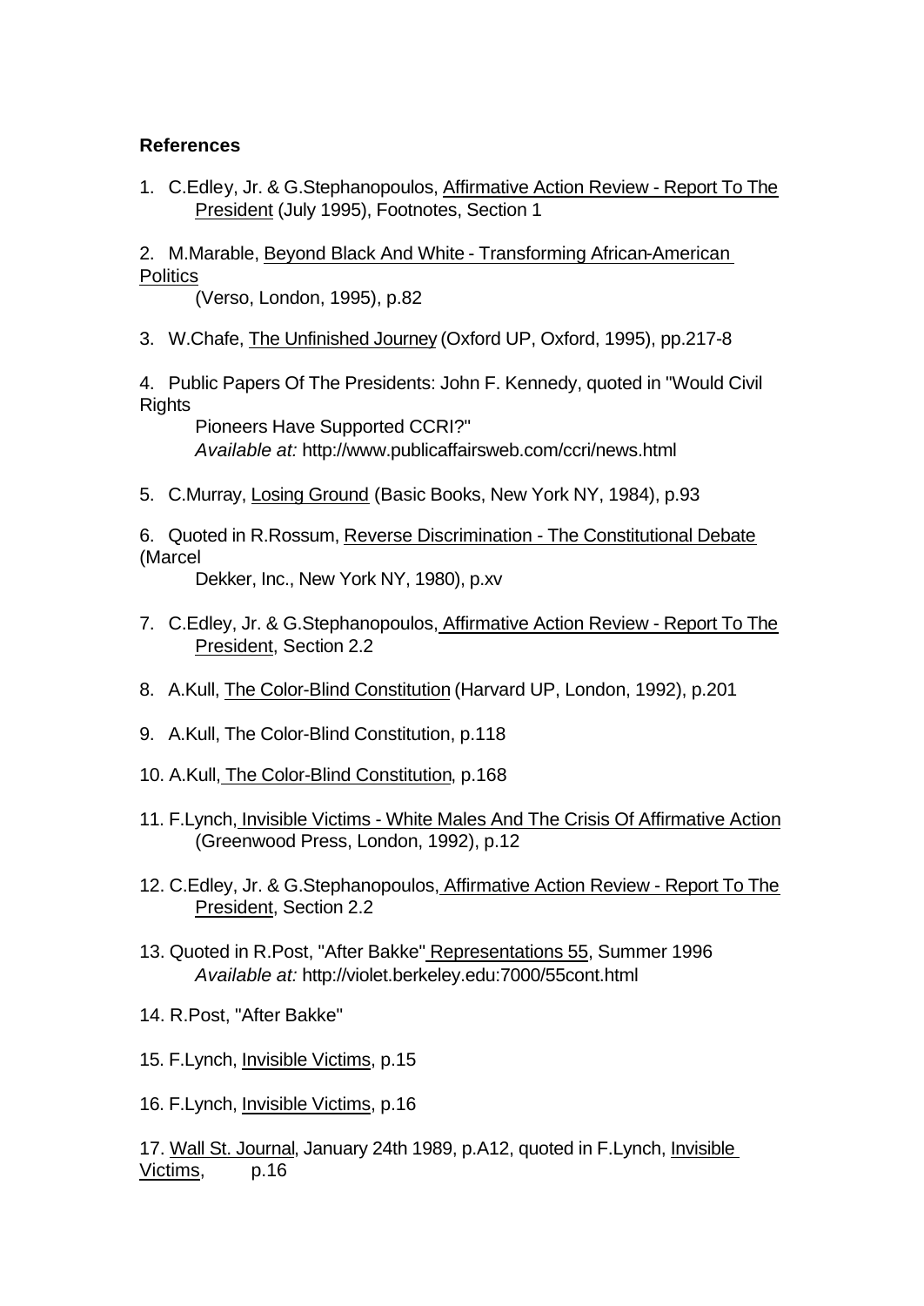**References**

1. C.Edley, Jr. & G.Stephanopoulos, Affirmative Action Review - Report To The President (July 1995), Footnotes, Section 1

2. M.Marable, Beyond Black And White - Transforming African-American Politics (Verso, London, 1995), p.82

3. W.Chafe, The Unfinished Journey (Oxford UP, Oxford, 1995), pp.217-8

4. Public Papers Of The Presidents: John F. Kennedy, quoted in "Would Civil Rights Pioneers Have Supported CCRI?" *Available at:* http://www.publicaffairsweb.com/ccri/news.html

5. C.Murray, Losing Ground (Basic Books, New York NY, 1984), p.93

6. Quoted in R.Rossum, Reverse Discrimination - The Constitutional Debate (Marcel Dekker, Inc., New York NY, 1980), p.xv

7. C.Edley, Jr. & G.Stephanopoulos, Affirmative Action Review - Report To The President, Section 2.2

8. A.Kull, The Color-Blind Constitution (Harvard UP, London, 1992), p.201

9. A.Kull, The Color-Blind Constitution, p.118

10. A.Kull, The Color-Blind Constitution, p.168

11. F.Lynch, Invisible Victims - White Males And The Crisis Of Affirmative Action (Greenwood Press, London, 1992), p.12

12. C.Edley, Jr. & G.Stephanopoulos, Affirmative Action Review - Report To The President, Section 2.2

13. Quoted in R.Post, "After Bakke" Representations 55, Summer 1996 *Available at:* http://violet.berkeley.edu:7000/55cont.html

14. R.Post, "After Bakke"

15. F.Lynch, Invisible Victims, p.15

16. F.Lynch, Invisible Victims, p.16

17. Wall St. Journal, January 24th 1989, p.A12, quoted in F.Lynch, Invisible Victims, p.16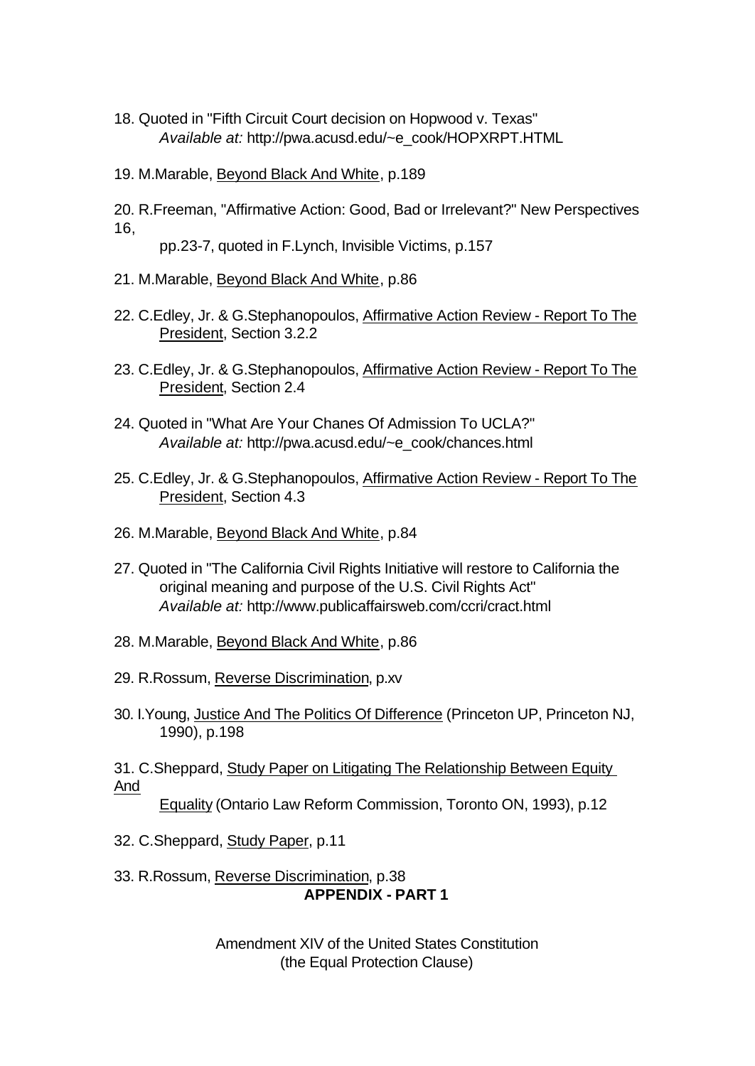18. Quoted in "Fifth Circuit Court decision on Hopwood v. Texas" *Available at:* http://pwa.acusd.edu/~e_cook/HOPXRPT.HTML

19. M.Marable, Beyond Black And White, p.189

20. R.Freeman, "Affirmative Action: Good, Bad or Irrelevant?" New Perspectives 16, pp.23-7, quoted in F.Lynch, Invisible Victims, p.157

21. M.Marable, Beyond Black And White, p.86

22. C.Edley, Jr. & G.Stephanopoulos, Affirmative Action Review - Report To The President, Section 3.2.2

23. C.Edley, Jr. & G.Stephanopoulos, Affirmative Action Review - Report To The President, Section 2.4

24. Quoted in "What Are Your Chanes Of Admission To UCLA?" *Available at:* http://pwa.acusd.edu/~e_cook/chances.html

25. C.Edley, Jr. & G.Stephanopoulos, Affirmative Action Review - Report To The President, Section 4.3

26. M.Marable, Beyond Black And White, p.84

27. Quoted in "The California Civil Rights Initiative will restore to California the original meaning and purpose of the U.S. Civil Rights Act" *Available at:* http://www.publicaffairsweb.com/ccri/cract.html

28. M.Marable, Beyond Black And White, p.86

29. R.Rossum, Reverse Discrimination, p.xv

30. I.Young, Justice And The Politics Of Difference (Princeton UP, Princeton NJ, 1990), p.198

31. C.Sheppard, Study Paper on Litigating The Relationship Between Equity And Equality (Ontario Law Reform Commission, Toronto ON, 1993), p.12

32. C.Sheppard, Study Paper, p.11

33. R.Rossum, Reverse Discrimination, p.38

**APPENDIX - PART 1**

Amendment XIV of the United States Constitution
(the Equal Protection Clause)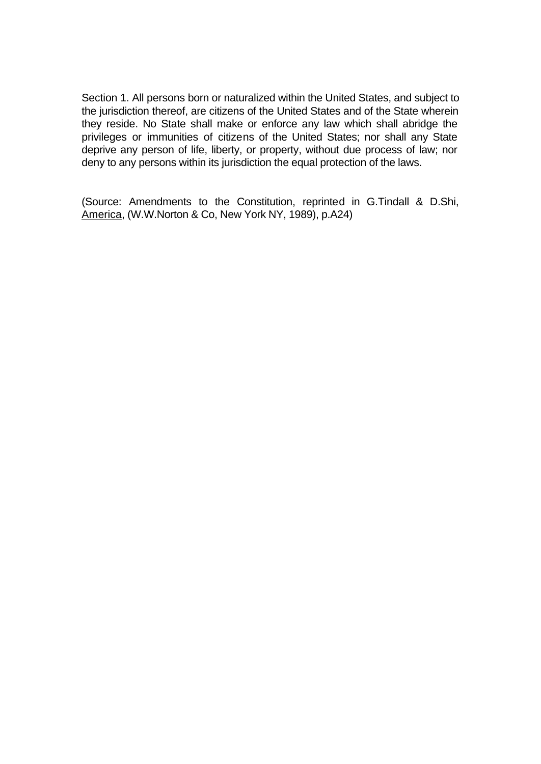Section 1. All persons born or naturalized within the United States, and subject to the jurisdiction thereof, are citizens of the United States and of the State wherein they reside. No State shall make or enforce any law which shall abridge the privileges or immunities of citizens of the United States; nor shall any State deprive any person of life, liberty, or property, without due process of law; nor deny to any persons within its jurisdiction the equal protection of the laws.

(Source: Amendments to the Constitution, reprinted in G.Tindall & D.Shi, America, (W.W.Norton & Co, New York NY, 1989), p.A24)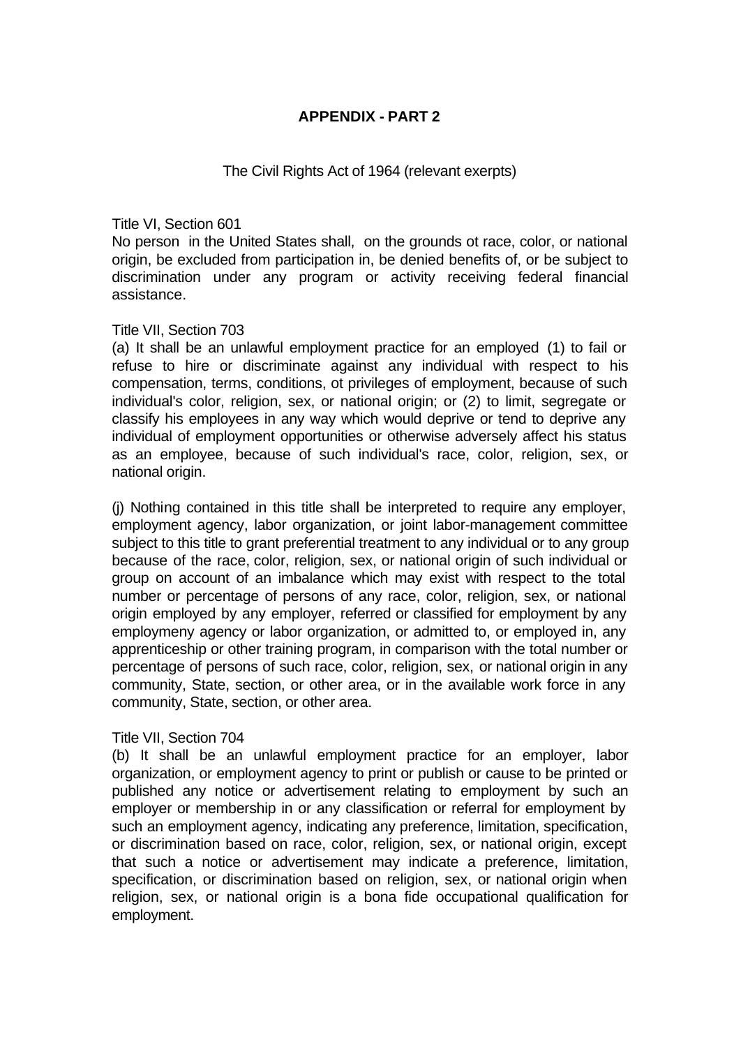## APPENDIX - PART 2

The Civil Rights Act of 1964 (relevant exerpts)

Title VI, Section 601
No person in the United States shall, on the grounds ot race, color, or national origin, be excluded from participation in, be denied benefits of, or be subject to discrimination under any program or activity receiving federal financial assistance.

Title VII, Section 703
(a) It shall be an unlawful employment practice for an employed (1) to fail or refuse to hire or discriminate against any individual with respect to his compensation, terms, conditions, ot privileges of employment, because of such individual's color, religion, sex, or national origin; or (2) to limit, segregate or classify his employees in any way which would deprive or tend to deprive any individual of employment opportunities or otherwise adversely affect his status as an employee, because of such individual's race, color, religion, sex, or national origin.

(j) Nothing contained in this title shall be interpreted to require any employer, employment agency, labor organization, or joint labor-management committee subject to this title to grant preferential treatment to any individual or to any group because of the race, color, religion, sex, or national origin of such individual or group on account of an imbalance which may exist with respect to the total number or percentage of persons of any race, color, religion, sex, or national origin employed by any employer, referred or classified for employment by any employmeny agency or labor organization, or admitted to, or employed in, any apprenticeship or other training program, in comparison with the total number or percentage of persons of such race, color, religion, sex, or national origin in any community, State, section, or other area, or in the available work force in any community, State, section, or other area.

Title VII, Section 704
(b) It shall be an unlawful employment practice for an employer, labor organization, or employment agency to print or publish or cause to be printed or published any notice or advertisement relating to employment by such an employer or membership in or any classification or referral for employment by such an employment agency, indicating any preference, limitation, specification, or discrimination based on race, color, religion, sex, or national origin, except that such a notice or advertisement may indicate a preference, limitation, specification, or discrimination based on religion, sex, or national origin when religion, sex, or national origin is a bona fide occupational qualification for employment.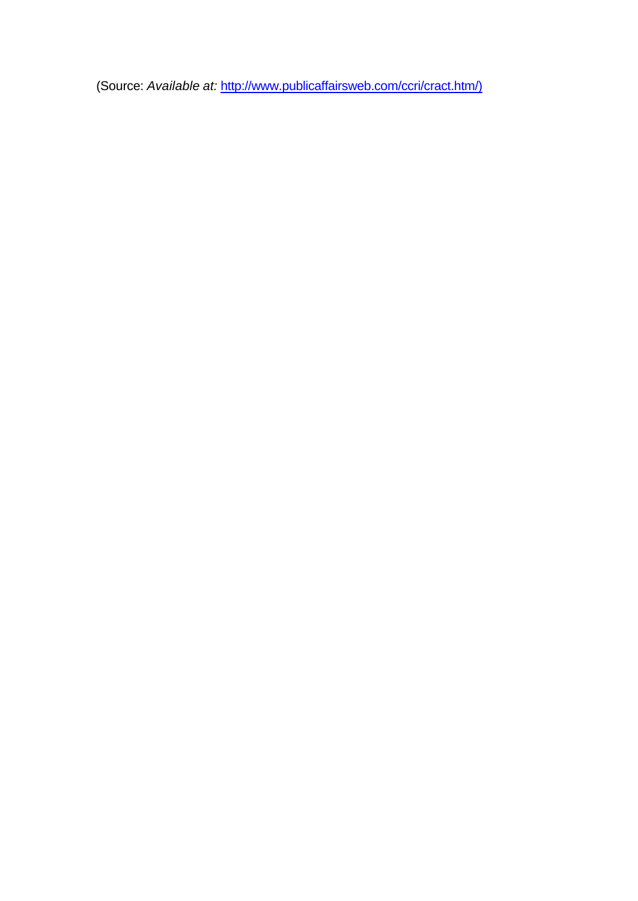(Source: *Available at:* http://www.publicaffairsweb.com/ccri/cract.htm/)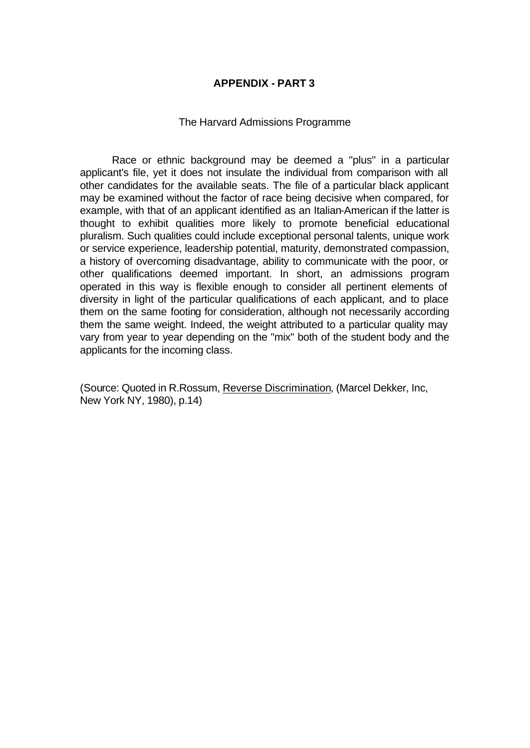## APPENDIX - PART 3

The Harvard Admissions Programme

Race or ethnic background may be deemed a "plus" in a particular applicant's file, yet it does not insulate the individual from comparison with all other candidates for the available seats. The file of a particular black applicant may be examined without the factor of race being decisive when compared, for example, with that of an applicant identified as an Italian-American if the latter is thought to exhibit qualities more likely to promote beneficial educational pluralism. Such qualities could include exceptional personal talents, unique work or service experience, leadership potential, maturity, demonstrated compassion, a history of overcoming disadvantage, ability to communicate with the poor, or other qualifications deemed important. In short, an admissions program operated in this way is flexible enough to consider all pertinent elements of diversity in light of the particular qualifications of each applicant, and to place them on the same footing for consideration, although not necessarily according them the same weight. Indeed, the weight attributed to a particular quality may vary from year to year depending on the "mix" both of the student body and the applicants for the incoming class.

(Source: Quoted in R.Rossum, Reverse Discrimination, (Marcel Dekker, Inc, New York NY, 1980), p.14)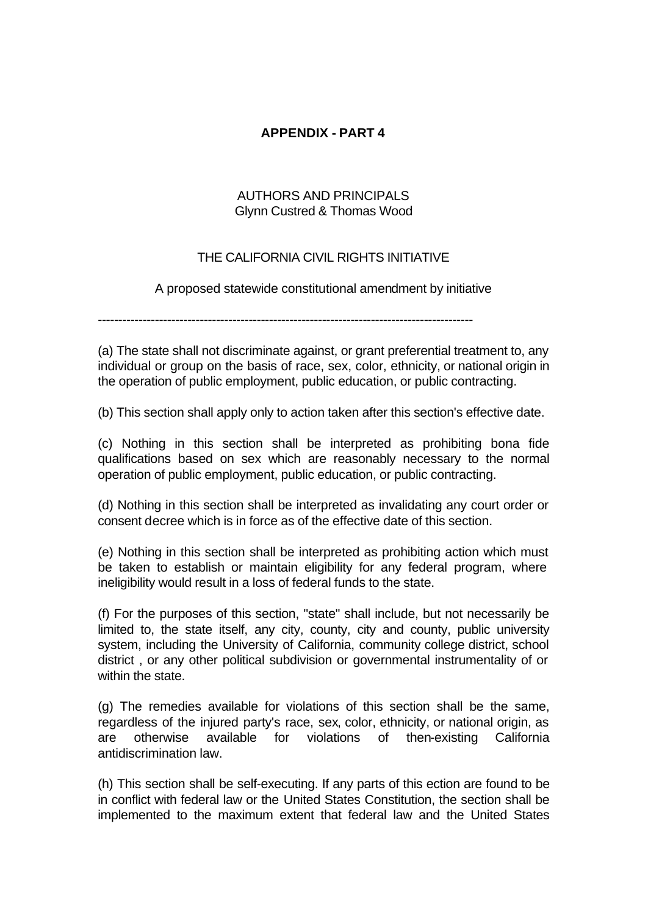**APPENDIX - PART 4**

AUTHORS AND PRINCIPALS
Glynn Custred & Thomas Wood

THE CALIFORNIA CIVIL RIGHTS INITIATIVE

A proposed statewide constitutional amendment by initiative

---

(a) The state shall not discriminate against, or grant preferential treatment to, any individual or group on the basis of race, sex, color, ethnicity, or national origin in the operation of public employment, public education, or public contracting.

(b) This section shall apply only to action taken after this section's effective date.

(c) Nothing in this section shall be interpreted as prohibiting bona fide qualifications based on sex which are reasonably necessary to the normal operation of public employment, public education, or public contracting.

(d) Nothing in this section shall be interpreted as invalidating any court order or consent decree which is in force as of the effective date of this section.

(e) Nothing in this section shall be interpreted as prohibiting action which must be taken to establish or maintain eligibility for any federal program, where ineligibility would result in a loss of federal funds to the state.

(f) For the purposes of this section, "state" shall include, but not necessarily be limited to, the state itself, any city, county, city and county, public university system, including the University of California, community college district, school district , or any other political subdivision or governmental instrumentality of or within the state.

(g) The remedies available for violations of this section shall be the same, regardless of the injured party's race, sex, color, ethnicity, or national origin, as are otherwise available for violations of then-existing California antidiscrimination law.

(h) This section shall be self-executing. If any parts of this ection are found to be in conflict with federal law or the United States Constitution, the section shall be implemented to the maximum extent that federal law and the United States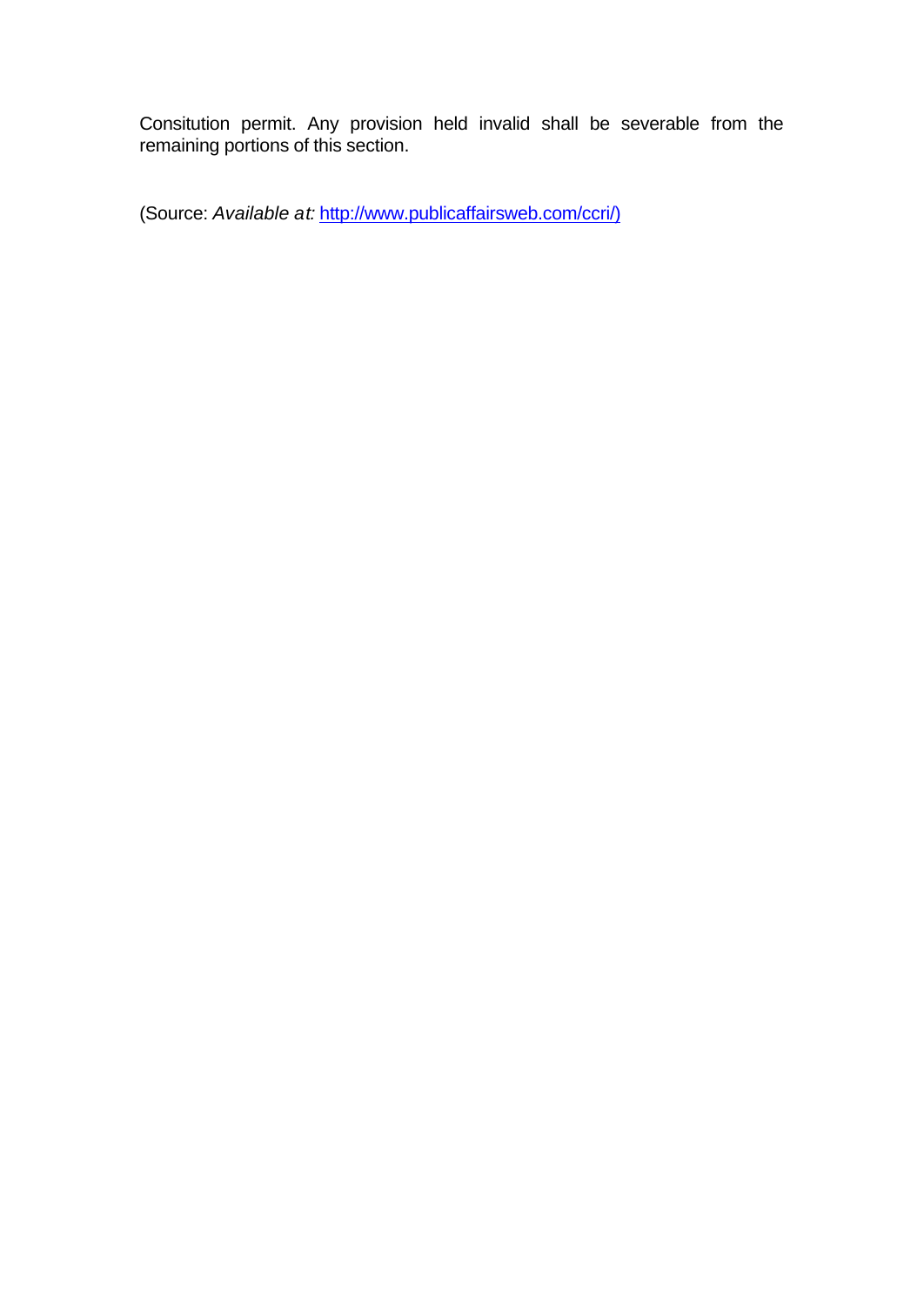Consitution permit. Any provision held invalid shall be severable from the remaining portions of this section.

(Source: *Available at:* http://www.publicaffairsweb.com/ccri/)